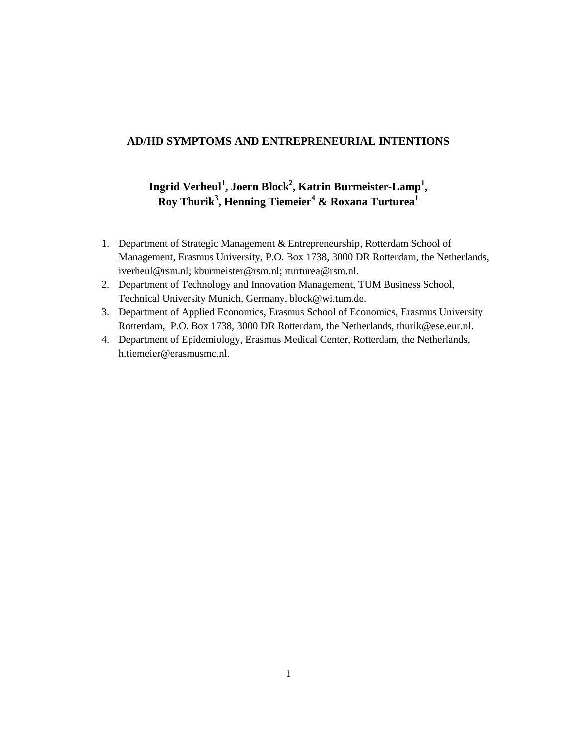# AD/HD SYMPTOMS AND ENTREPRENEURIAL INTENTIONS

**Ingrid Verheul[1], Joern Block[2], Katrin Burmeister-Lamp[1], Roy Thurik[3], Henning Tiemeier[4] & Roxana Turturea[1]**

1. Department of Strategic Management & Entrepreneurship, Rotterdam School of Management, Erasmus University, P.O. Box 1738, 3000 DR Rotterdam, the Netherlands, iverheul@rsm.nl; kburmeister@rsm.nl; rturturea@rsm.nl.
2. Department of Technology and Innovation Management, TUM Business School, Technical University Munich, Germany, block@wi.tum.de.
3. Department of Applied Economics, Erasmus School of Economics, Erasmus University Rotterdam, P.O. Box 1738, 3000 DR Rotterdam, the Netherlands, thurik@ese.eur.nl.
4. Department of Epidemiology, Erasmus Medical Center, Rotterdam, the Netherlands, h.tiemeier@erasmusmc.nl.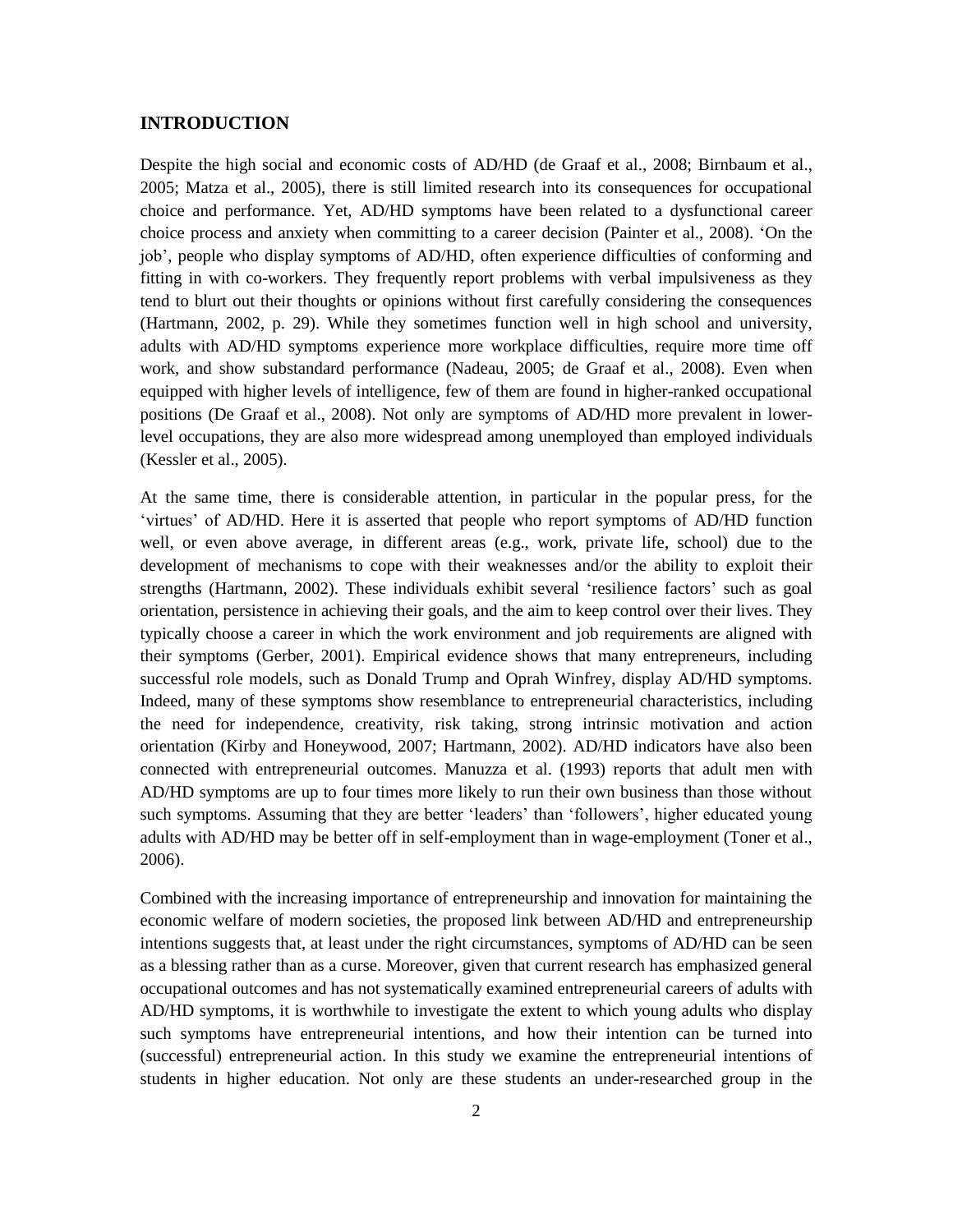## INTRODUCTION

Despite the high social and economic costs of AD/HD (de Graaf et al., 2008; Birnbaum et al., 2005; Matza et al., 2005), there is still limited research into its consequences for occupational choice and performance. Yet, AD/HD symptoms have been related to a dysfunctional career choice process and anxiety when committing to a career decision (Painter et al., 2008). 'On the job', people who display symptoms of AD/HD, often experience difficulties of conforming and fitting in with co-workers. They frequently report problems with verbal impulsiveness as they tend to blurt out their thoughts or opinions without first carefully considering the consequences (Hartmann, 2002, p. 29). While they sometimes function well in high school and university, adults with AD/HD symptoms experience more workplace difficulties, require more time off work, and show substandard performance (Nadeau, 2005; de Graaf et al., 2008). Even when equipped with higher levels of intelligence, few of them are found in higher-ranked occupational positions (De Graaf et al., 2008). Not only are symptoms of AD/HD more prevalent in lower-level occupations, they are also more widespread among unemployed than employed individuals (Kessler et al., 2005).

At the same time, there is considerable attention, in particular in the popular press, for the 'virtues' of AD/HD. Here it is asserted that people who report symptoms of AD/HD function well, or even above average, in different areas (e.g., work, private life, school) due to the development of mechanisms to cope with their weaknesses and/or the ability to exploit their strengths (Hartmann, 2002). These individuals exhibit several 'resilience factors' such as goal orientation, persistence in achieving their goals, and the aim to keep control over their lives. They typically choose a career in which the work environment and job requirements are aligned with their symptoms (Gerber, 2001). Empirical evidence shows that many entrepreneurs, including successful role models, such as Donald Trump and Oprah Winfrey, display AD/HD symptoms. Indeed, many of these symptoms show resemblance to entrepreneurial characteristics, including the need for independence, creativity, risk taking, strong intrinsic motivation and action orientation (Kirby and Honeywood, 2007; Hartmann, 2002). AD/HD indicators have also been connected with entrepreneurial outcomes. Manuzza et al. (1993) reports that adult men with AD/HD symptoms are up to four times more likely to run their own business than those without such symptoms. Assuming that they are better 'leaders' than 'followers', higher educated young adults with AD/HD may be better off in self-employment than in wage-employment (Toner et al., 2006).

Combined with the increasing importance of entrepreneurship and innovation for maintaining the economic welfare of modern societies, the proposed link between AD/HD and entrepreneurship intentions suggests that, at least under the right circumstances, symptoms of AD/HD can be seen as a blessing rather than as a curse. Moreover, given that current research has emphasized general occupational outcomes and has not systematically examined entrepreneurial careers of adults with AD/HD symptoms, it is worthwhile to investigate the extent to which young adults who display such symptoms have entrepreneurial intentions, and how their intention can be turned into (successful) entrepreneurial action. In this study we examine the entrepreneurial intentions of students in higher education. Not only are these students an under-researched group in the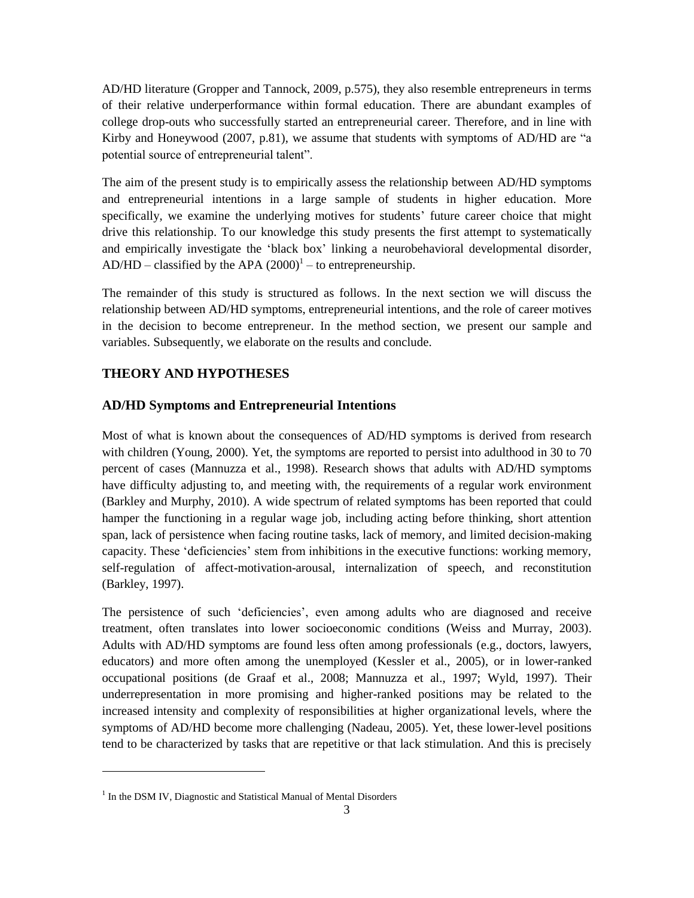AD/HD literature (Gropper and Tannock, 2009, p.575), they also resemble entrepreneurs in terms of their relative underperformance within formal education. There are abundant examples of college drop-outs who successfully started an entrepreneurial career. Therefore, and in line with Kirby and Honeywood (2007, p.81), we assume that students with symptoms of AD/HD are "a potential source of entrepreneurial talent".

The aim of the present study is to empirically assess the relationship between AD/HD symptoms and entrepreneurial intentions in a large sample of students in higher education. More specifically, we examine the underlying motives for students' future career choice that might drive this relationship. To our knowledge this study presents the first attempt to systematically and empirically investigate the 'black box' linking a neurobehavioral developmental disorder, AD/HD – classified by the APA (2000)[1] – to entrepreneurship.

The remainder of this study is structured as follows. In the next section we will discuss the relationship between AD/HD symptoms, entrepreneurial intentions, and the role of career motives in the decision to become entrepreneur. In the method section, we present our sample and variables. Subsequently, we elaborate on the results and conclude.

## THEORY AND HYPOTHESES

### AD/HD Symptoms and Entrepreneurial Intentions

Most of what is known about the consequences of AD/HD symptoms is derived from research with children (Young, 2000). Yet, the symptoms are reported to persist into adulthood in 30 to 70 percent of cases (Mannuzza et al., 1998). Research shows that adults with AD/HD symptoms have difficulty adjusting to, and meeting with, the requirements of a regular work environment (Barkley and Murphy, 2010). A wide spectrum of related symptoms has been reported that could hamper the functioning in a regular wage job, including acting before thinking, short attention span, lack of persistence when facing routine tasks, lack of memory, and limited decision-making capacity. These 'deficiencies' stem from inhibitions in the executive functions: working memory, self-regulation of affect-motivation-arousal, internalization of speech, and reconstitution (Barkley, 1997).

The persistence of such 'deficiencies', even among adults who are diagnosed and receive treatment, often translates into lower socioeconomic conditions (Weiss and Murray, 2003). Adults with AD/HD symptoms are found less often among professionals (e.g., doctors, lawyers, educators) and more often among the unemployed (Kessler et al., 2005), or in lower-ranked occupational positions (de Graaf et al., 2008; Mannuzza et al., 1997; Wyld, 1997). Their underrepresentation in more promising and higher-ranked positions may be related to the increased intensity and complexity of responsibilities at higher organizational levels, where the symptoms of AD/HD become more challenging (Nadeau, 2005). Yet, these lower-level positions tend to be characterized by tasks that are repetitive or that lack stimulation. And this is precisely

[1] In the DSM IV, Diagnostic and Statistical Manual of Mental Disorders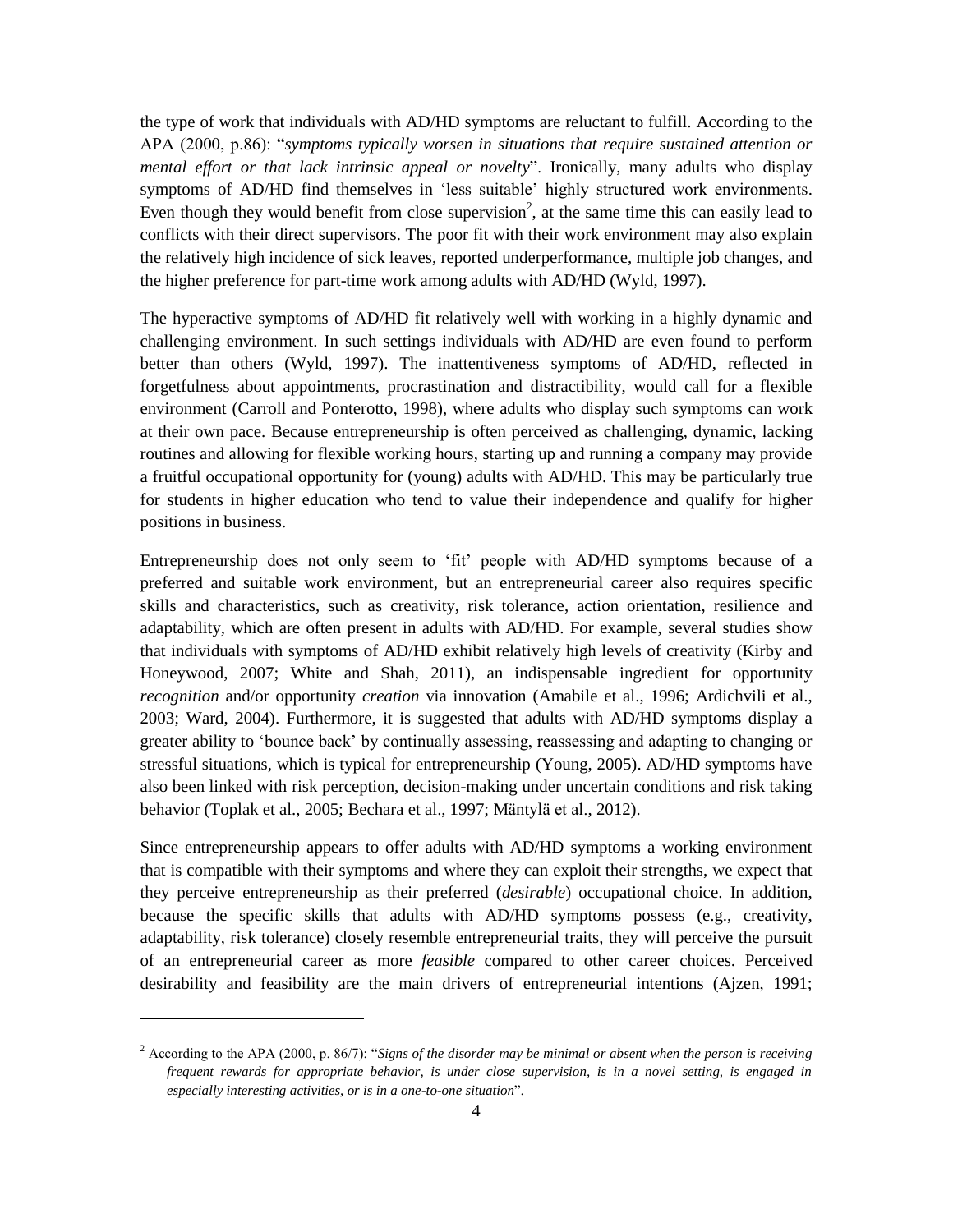the type of work that individuals with AD/HD symptoms are reluctant to fulfill. According to the APA (2000, p.86): "*symptoms typically worsen in situations that require sustained attention or mental effort or that lack intrinsic appeal or novelty*". Ironically, many adults who display symptoms of AD/HD find themselves in 'less suitable' highly structured work environments. Even though they would benefit from close supervision[2], at the same time this can easily lead to conflicts with their direct supervisors. The poor fit with their work environment may also explain the relatively high incidence of sick leaves, reported underperformance, multiple job changes, and the higher preference for part-time work among adults with AD/HD (Wyld, 1997).

The hyperactive symptoms of AD/HD fit relatively well with working in a highly dynamic and challenging environment. In such settings individuals with AD/HD are even found to perform better than others (Wyld, 1997). The inattentiveness symptoms of AD/HD, reflected in forgetfulness about appointments, procrastination and distractibility, would call for a flexible environment (Carroll and Ponterotto, 1998), where adults who display such symptoms can work at their own pace. Because entrepreneurship is often perceived as challenging, dynamic, lacking routines and allowing for flexible working hours, starting up and running a company may provide a fruitful occupational opportunity for (young) adults with AD/HD. This may be particularly true for students in higher education who tend to value their independence and qualify for higher positions in business.

Entrepreneurship does not only seem to 'fit' people with AD/HD symptoms because of a preferred and suitable work environment, but an entrepreneurial career also requires specific skills and characteristics, such as creativity, risk tolerance, action orientation, resilience and adaptability, which are often present in adults with AD/HD. For example, several studies show that individuals with symptoms of AD/HD exhibit relatively high levels of creativity (Kirby and Honeywood, 2007; White and Shah, 2011), an indispensable ingredient for opportunity *recognition* and/or opportunity *creation* via innovation (Amabile et al., 1996; Ardichvili et al., 2003; Ward, 2004). Furthermore, it is suggested that adults with AD/HD symptoms display a greater ability to 'bounce back' by continually assessing, reassessing and adapting to changing or stressful situations, which is typical for entrepreneurship (Young, 2005). AD/HD symptoms have also been linked with risk perception, decision-making under uncertain conditions and risk taking behavior (Toplak et al., 2005; Bechara et al., 1997; Mäntylä et al., 2012).

Since entrepreneurship appears to offer adults with AD/HD symptoms a working environment that is compatible with their symptoms and where they can exploit their strengths, we expect that they perceive entrepreneurship as their preferred (*desirable*) occupational choice. In addition, because the specific skills that adults with AD/HD symptoms possess (e.g., creativity, adaptability, risk tolerance) closely resemble entrepreneurial traits, they will perceive the pursuit of an entrepreneurial career as more *feasible* compared to other career choices. Perceived desirability and feasibility are the main drivers of entrepreneurial intentions (Ajzen, 1991;

[2] According to the APA (2000, p. 86/7): "*Signs of the disorder may be minimal or absent when the person is receiving frequent rewards for appropriate behavior, is under close supervision, is in a novel setting, is engaged in especially interesting activities, or is in a one-to-one situation*".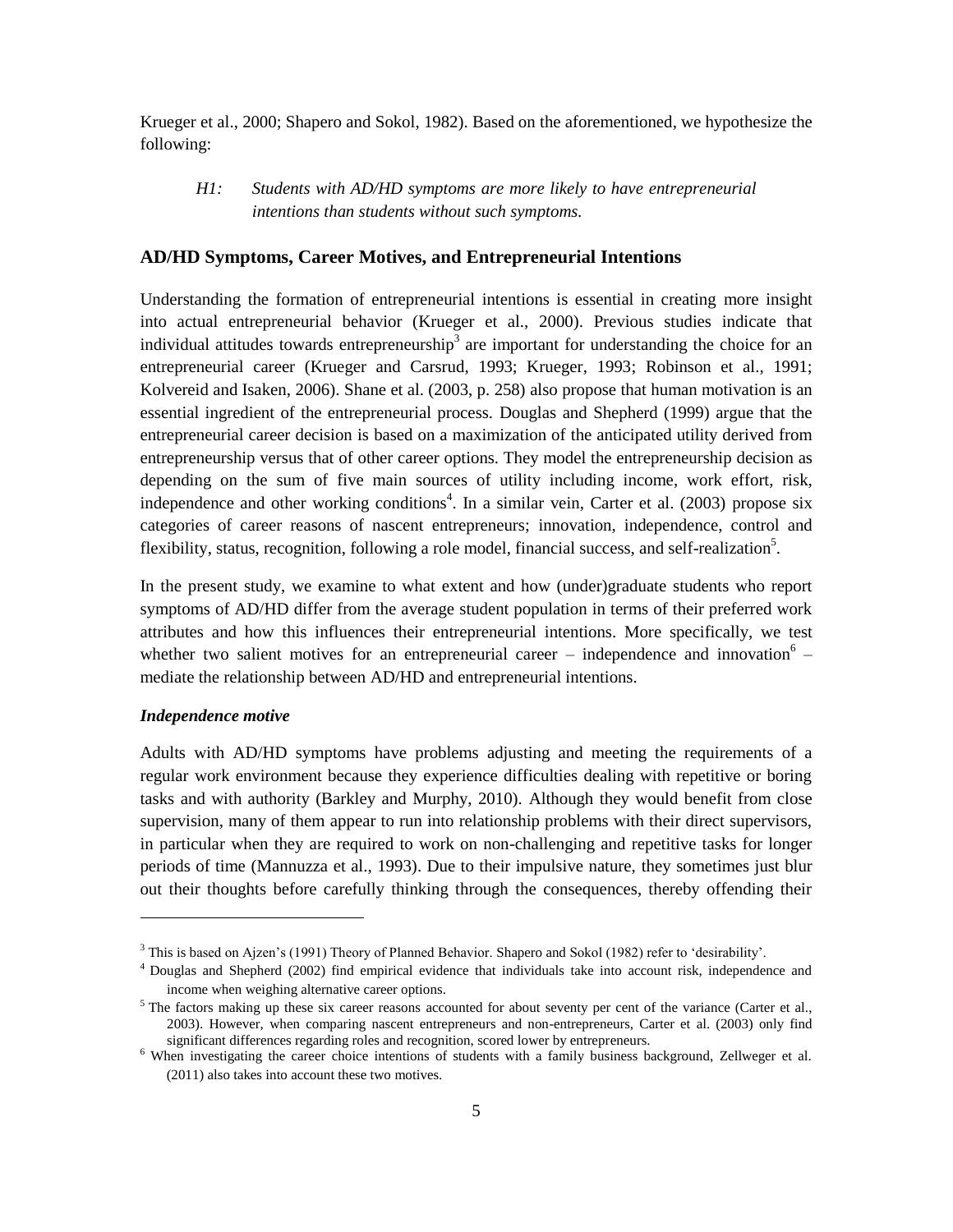Krueger et al., 2000; Shapero and Sokol, 1982). Based on the aforementioned, we hypothesize the following:

> *H1: Students with AD/HD symptoms are more likely to have entrepreneurial intentions than students without such symptoms.*

## AD/HD Symptoms, Career Motives, and Entrepreneurial Intentions

Understanding the formation of entrepreneurial intentions is essential in creating more insight into actual entrepreneurial behavior (Krueger et al., 2000). Previous studies indicate that individual attitudes towards entrepreneurship[3] are important for understanding the choice for an entrepreneurial career (Krueger and Carsrud, 1993; Krueger, 1993; Robinson et al., 1991; Kolvereid and Isaken, 2006). Shane et al. (2003, p. 258) also propose that human motivation is an essential ingredient of the entrepreneurial process. Douglas and Shepherd (1999) argue that the entrepreneurial career decision is based on a maximization of the anticipated utility derived from entrepreneurship versus that of other career options. They model the entrepreneurship decision as depending on the sum of five main sources of utility including income, work effort, risk, independence and other working conditions[4]. In a similar vein, Carter et al. (2003) propose six categories of career reasons of nascent entrepreneurs; innovation, independence, control and flexibility, status, recognition, following a role model, financial success, and self-realization[5].

In the present study, we examine to what extent and how (under)graduate students who report symptoms of AD/HD differ from the average student population in terms of their preferred work attributes and how this influences their entrepreneurial intentions. More specifically, we test whether two salient motives for an entrepreneurial career – independence and innovation[6] – mediate the relationship between AD/HD and entrepreneurial intentions.

### *Independence motive*

Adults with AD/HD symptoms have problems adjusting and meeting the requirements of a regular work environment because they experience difficulties dealing with repetitive or boring tasks and with authority (Barkley and Murphy, 2010). Although they would benefit from close supervision, many of them appear to run into relationship problems with their direct supervisors, in particular when they are required to work on non-challenging and repetitive tasks for longer periods of time (Mannuzza et al., 1993). Due to their impulsive nature, they sometimes just blur out their thoughts before carefully thinking through the consequences, thereby offending their

---

[3] This is based on Ajzen's (1991) Theory of Planned Behavior. Shapero and Sokol (1982) refer to 'desirability'.

[4] Douglas and Shepherd (2002) find empirical evidence that individuals take into account risk, independence and income when weighing alternative career options.

[5] The factors making up these six career reasons accounted for about seventy per cent of the variance (Carter et al., 2003). However, when comparing nascent entrepreneurs and non-entrepreneurs, Carter et al. (2003) only find significant differences regarding roles and recognition, scored lower by entrepreneurs.

[6] When investigating the career choice intentions of students with a family business background, Zellweger et al. (2011) also takes into account these two motives.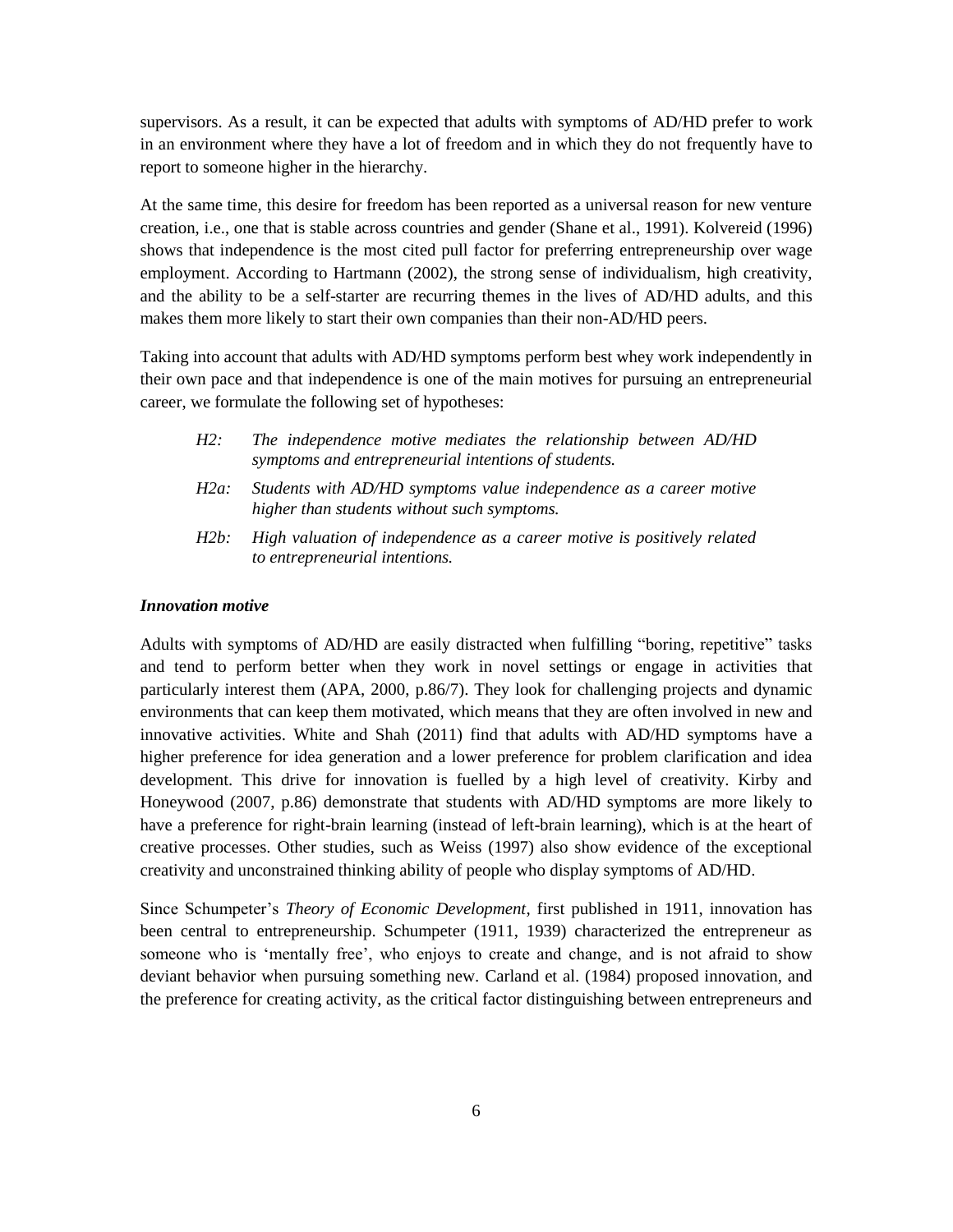supervisors. As a result, it can be expected that adults with symptoms of AD/HD prefer to work in an environment where they have a lot of freedom and in which they do not frequently have to report to someone higher in the hierarchy.

At the same time, this desire for freedom has been reported as a universal reason for new venture creation, i.e., one that is stable across countries and gender (Shane et al., 1991). Kolvereid (1996) shows that independence is the most cited pull factor for preferring entrepreneurship over wage employment. According to Hartmann (2002), the strong sense of individualism, high creativity, and the ability to be a self-starter are recurring themes in the lives of AD/HD adults, and this makes them more likely to start their own companies than their non-AD/HD peers.

Taking into account that adults with AD/HD symptoms perform best whey work independently in their own pace and that independence is one of the main motives for pursuing an entrepreneurial career, we formulate the following set of hypotheses:

> *H2: The independence motive mediates the relationship between AD/HD symptoms and entrepreneurial intentions of students.*
>
> *H2a: Students with AD/HD symptoms value independence as a career motive higher than students without such symptoms.*
>
> *H2b: High valuation of independence as a career motive is positively related to entrepreneurial intentions.*

### *Innovation motive*

Adults with symptoms of AD/HD are easily distracted when fulfilling "boring, repetitive" tasks and tend to perform better when they work in novel settings or engage in activities that particularly interest them (APA, 2000, p.86/7). They look for challenging projects and dynamic environments that can keep them motivated, which means that they are often involved in new and innovative activities. White and Shah (2011) find that adults with AD/HD symptoms have a higher preference for idea generation and a lower preference for problem clarification and idea development. This drive for innovation is fuelled by a high level of creativity. Kirby and Honeywood (2007, p.86) demonstrate that students with AD/HD symptoms are more likely to have a preference for right-brain learning (instead of left-brain learning), which is at the heart of creative processes. Other studies, such as Weiss (1997) also show evidence of the exceptional creativity and unconstrained thinking ability of people who display symptoms of AD/HD.

Since Schumpeter's *Theory of Economic Development*, first published in 1911, innovation has been central to entrepreneurship. Schumpeter (1911, 1939) characterized the entrepreneur as someone who is 'mentally free', who enjoys to create and change, and is not afraid to show deviant behavior when pursuing something new. Carland et al. (1984) proposed innovation, and the preference for creating activity, as the critical factor distinguishing between entrepreneurs and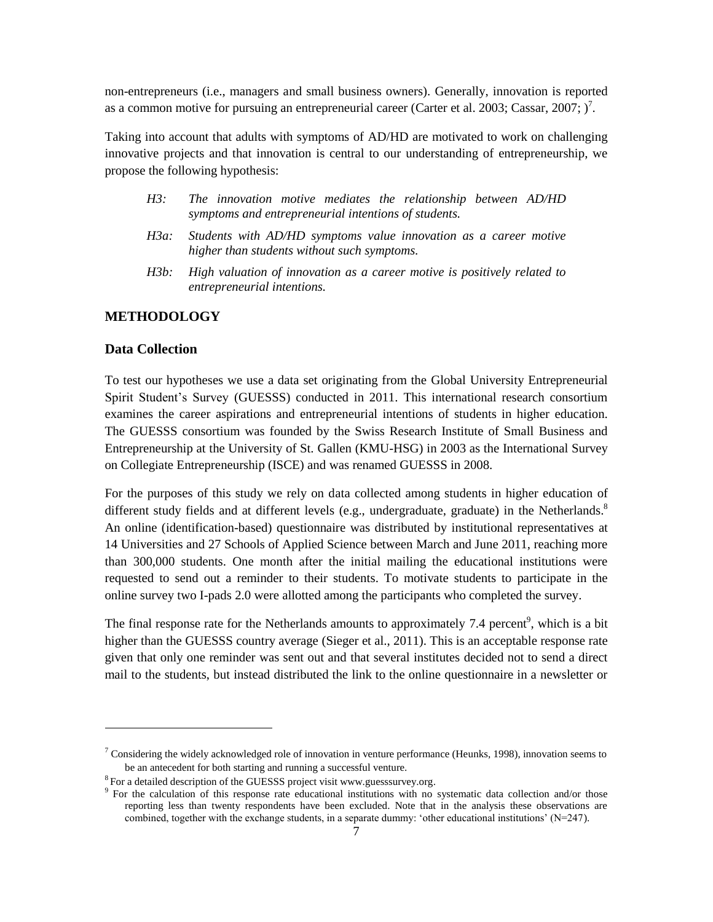non-entrepreneurs (i.e., managers and small business owners). Generally, innovation is reported as a common motive for pursuing an entrepreneurial career (Carter et al. 2003; Cassar, 2007; )[7].

Taking into account that adults with symptoms of AD/HD are motivated to work on challenging innovative projects and that innovation is central to our understanding of entrepreneurship, we propose the following hypothesis:

*H3: The innovation motive mediates the relationship between AD/HD symptoms and entrepreneurial intentions of students.*

*H3a: Students with AD/HD symptoms value innovation as a career motive higher than students without such symptoms.*

*H3b: High valuation of innovation as a career motive is positively related to entrepreneurial intentions.*

## METHODOLOGY

### Data Collection

To test our hypotheses we use a data set originating from the Global University Entrepreneurial Spirit Student's Survey (GUESSS) conducted in 2011. This international research consortium examines the career aspirations and entrepreneurial intentions of students in higher education. The GUESSS consortium was founded by the Swiss Research Institute of Small Business and Entrepreneurship at the University of St. Gallen (KMU-HSG) in 2003 as the International Survey on Collegiate Entrepreneurship (ISCE) and was renamed GUESSS in 2008.

For the purposes of this study we rely on data collected among students in higher education of different study fields and at different levels (e.g., undergraduate, graduate) in the Netherlands.[8] An online (identification-based) questionnaire was distributed by institutional representatives at 14 Universities and 27 Schools of Applied Science between March and June 2011, reaching more than 300,000 students. One month after the initial mailing the educational institutions were requested to send out a reminder to their students. To motivate students to participate in the online survey two I-pads 2.0 were allotted among the participants who completed the survey.

The final response rate for the Netherlands amounts to approximately 7.4 percent[9], which is a bit higher than the GUESSS country average (Sieger et al., 2011). This is an acceptable response rate given that only one reminder was sent out and that several institutes decided not to send a direct mail to the students, but instead distributed the link to the online questionnaire in a newsletter or

---

[7] Considering the widely acknowledged role of innovation in venture performance (Heunks, 1998), innovation seems to be an antecedent for both starting and running a successful venture.

[8] For a detailed description of the GUESSS project visit www.guesssurvey.org.

[9] For the calculation of this response rate educational institutions with no systematic data collection and/or those reporting less than twenty respondents have been excluded. Note that in the analysis these observations are combined, together with the exchange students, in a separate dummy: 'other educational institutions' (N=247).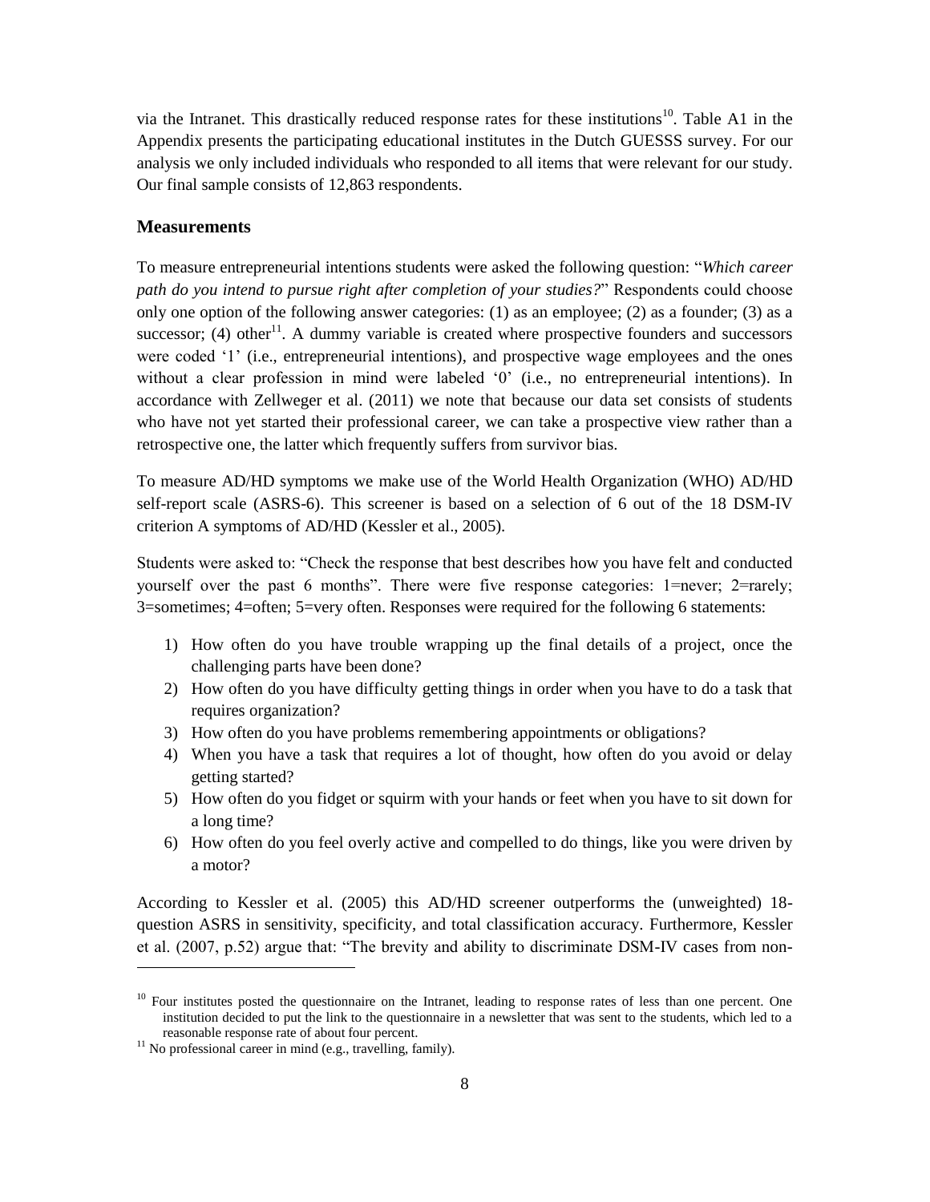via the Intranet. This drastically reduced response rates for these institutions[10]. Table A1 in the Appendix presents the participating educational institutes in the Dutch GUESSS survey. For our analysis we only included individuals who responded to all items that were relevant for our study. Our final sample consists of 12,863 respondents.

## Measurements

To measure entrepreneurial intentions students were asked the following question: "*Which career path do you intend to pursue right after completion of your studies?*" Respondents could choose only one option of the following answer categories: (1) as an employee; (2) as a founder; (3) as a successor; (4) other[11]. A dummy variable is created where prospective founders and successors were coded '1' (i.e., entrepreneurial intentions), and prospective wage employees and the ones without a clear profession in mind were labeled '0' (i.e., no entrepreneurial intentions). In accordance with Zellweger et al. (2011) we note that because our data set consists of students who have not yet started their professional career, we can take a prospective view rather than a retrospective one, the latter which frequently suffers from survivor bias.

To measure AD/HD symptoms we make use of the World Health Organization (WHO) AD/HD self-report scale (ASRS-6). This screener is based on a selection of 6 out of the 18 DSM-IV criterion A symptoms of AD/HD (Kessler et al., 2005).

Students were asked to: "Check the response that best describes how you have felt and conducted yourself over the past 6 months". There were five response categories: 1=never; 2=rarely; 3=sometimes; 4=often; 5=very often. Responses were required for the following 6 statements:

1) How often do you have trouble wrapping up the final details of a project, once the challenging parts have been done?
2) How often do you have difficulty getting things in order when you have to do a task that requires organization?
3) How often do you have problems remembering appointments or obligations?
4) When you have a task that requires a lot of thought, how often do you avoid or delay getting started?
5) How often do you fidget or squirm with your hands or feet when you have to sit down for a long time?
6) How often do you feel overly active and compelled to do things, like you were driven by a motor?

According to Kessler et al. (2005) this AD/HD screener outperforms the (unweighted) 18-question ASRS in sensitivity, specificity, and total classification accuracy. Furthermore, Kessler et al. (2007, p.52) argue that: "The brevity and ability to discriminate DSM-IV cases from non-

[10] Four institutes posted the questionnaire on the Intranet, leading to response rates of less than one percent. One institution decided to put the link to the questionnaire in a newsletter that was sent to the students, which led to a reasonable response rate of about four percent.

[11] No professional career in mind (e.g., travelling, family).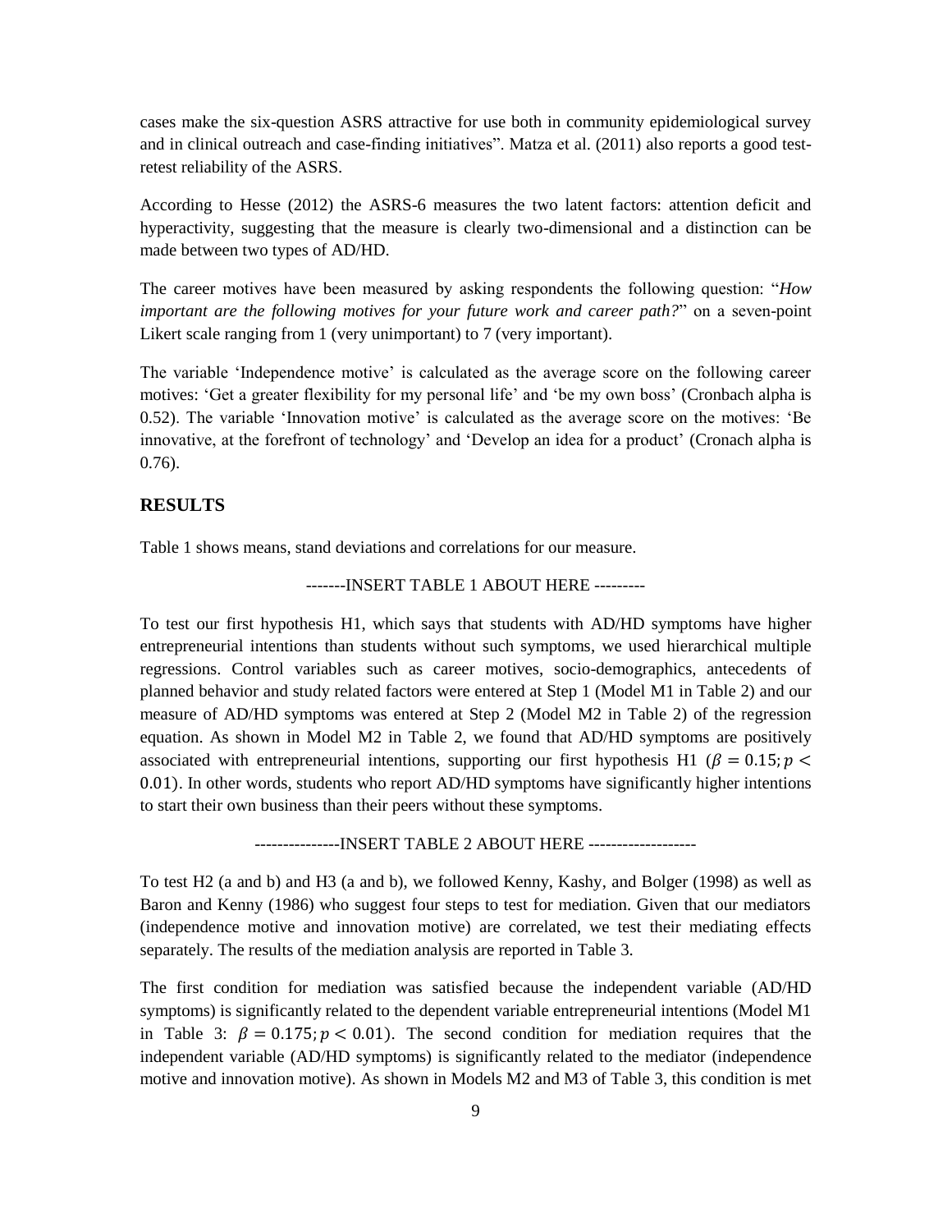cases make the six-question ASRS attractive for use both in community epidemiological survey and in clinical outreach and case-finding initiatives". Matza et al. (2011) also reports a good test-retest reliability of the ASRS.

According to Hesse (2012) the ASRS-6 measures the two latent factors: attention deficit and hyperactivity, suggesting that the measure is clearly two-dimensional and a distinction can be made between two types of AD/HD.

The career motives have been measured by asking respondents the following question: "*How important are the following motives for your future work and career path?*" on a seven-point Likert scale ranging from 1 (very unimportant) to 7 (very important).

The variable 'Independence motive' is calculated as the average score on the following career motives: 'Get a greater flexibility for my personal life' and 'be my own boss' (Cronbach alpha is 0.52). The variable 'Innovation motive' is calculated as the average score on the motives: 'Be innovative, at the forefront of technology' and 'Develop an idea for a product' (Cronach alpha is 0.76).

## RESULTS

Table 1 shows means, stand deviations and correlations for our measure.

-------INSERT TABLE 1 ABOUT HERE ---------

To test our first hypothesis H1, which says that students with AD/HD symptoms have higher entrepreneurial intentions than students without such symptoms, we used hierarchical multiple regressions. Control variables such as career motives, socio-demographics, antecedents of planned behavior and study related factors were entered at Step 1 (Model M1 in Table 2) and our measure of AD/HD symptoms was entered at Step 2 (Model M2 in Table 2) of the regression equation. As shown in Model M2 in Table 2, we found that AD/HD symptoms are positively associated with entrepreneurial intentions, supporting our first hypothesis H1 ($\beta = 0.15; p < 0.01$). In other words, students who report AD/HD symptoms have significantly higher intentions to start their own business than their peers without these symptoms.

--------------INSERT TABLE 2 ABOUT HERE -------------------

To test H2 (a and b) and H3 (a and b), we followed Kenny, Kashy, and Bolger (1998) as well as Baron and Kenny (1986) who suggest four steps to test for mediation. Given that our mediators (independence motive and innovation motive) are correlated, we test their mediating effects separately. The results of the mediation analysis are reported in Table 3.

The first condition for mediation was satisfied because the independent variable (AD/HD symptoms) is significantly related to the dependent variable entrepreneurial intentions (Model M1 in Table 3: $\beta = 0.175; p < 0.01$). The second condition for mediation requires that the independent variable (AD/HD symptoms) is significantly related to the mediator (independence motive and innovation motive). As shown in Models M2 and M3 of Table 3, this condition is met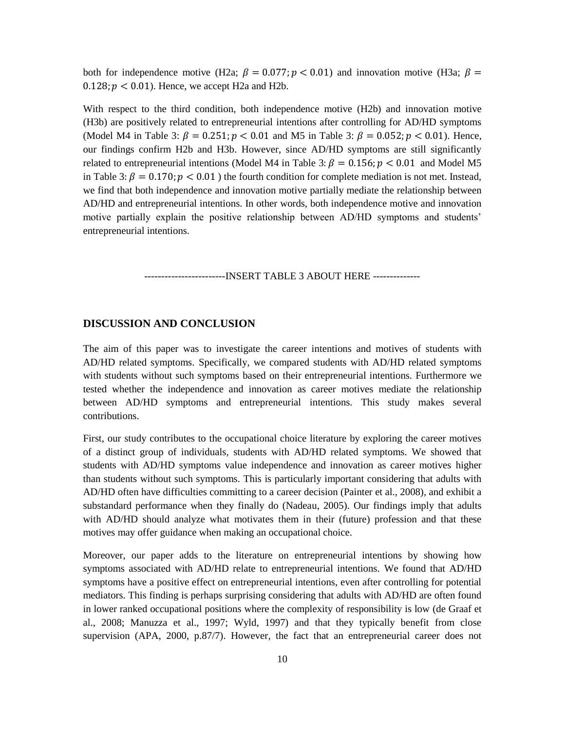both for independence motive (H2a; $\beta = 0.077; p < 0.01$) and innovation motive (H3a; $\beta = 0.128; p < 0.01$). Hence, we accept H2a and H2b.

With respect to the third condition, both independence motive (H2b) and innovation motive (H3b) are positively related to entrepreneurial intentions after controlling for AD/HD symptoms (Model M4 in Table 3: $\beta = 0.251; p < 0.01$ and M5 in Table 3: $\beta = 0.052; p < 0.01$). Hence, our findings confirm H2b and H3b. However, since AD/HD symptoms are still significantly related to entrepreneurial intentions (Model M4 in Table 3: $\beta = 0.156; p < 0.01$ and Model M5 in Table 3: $\beta = 0.170; p < 0.01$ ) the fourth condition for complete mediation is not met. Instead, we find that both independence and innovation motive partially mediate the relationship between AD/HD and entrepreneurial intentions. In other words, both independence motive and innovation motive partially explain the positive relationship between AD/HD symptoms and students' entrepreneurial intentions.

------------------------INSERT TABLE 3 ABOUT HERE --------------

## DISCUSSION AND CONCLUSION

The aim of this paper was to investigate the career intentions and motives of students with AD/HD related symptoms. Specifically, we compared students with AD/HD related symptoms with students without such symptoms based on their entrepreneurial intentions. Furthermore we tested whether the independence and innovation as career motives mediate the relationship between AD/HD symptoms and entrepreneurial intentions. This study makes several contributions.

First, our study contributes to the occupational choice literature by exploring the career motives of a distinct group of individuals, students with AD/HD related symptoms. We showed that students with AD/HD symptoms value independence and innovation as career motives higher than students without such symptoms. This is particularly important considering that adults with AD/HD often have difficulties committing to a career decision (Painter et al., 2008), and exhibit a substandard performance when they finally do (Nadeau, 2005). Our findings imply that adults with AD/HD should analyze what motivates them in their (future) profession and that these motives may offer guidance when making an occupational choice.

Moreover, our paper adds to the literature on entrepreneurial intentions by showing how symptoms associated with AD/HD relate to entrepreneurial intentions. We found that AD/HD symptoms have a positive effect on entrepreneurial intentions, even after controlling for potential mediators. This finding is perhaps surprising considering that adults with AD/HD are often found in lower ranked occupational positions where the complexity of responsibility is low (de Graaf et al., 2008; Manuzza et al., 1997; Wyld, 1997) and that they typically benefit from close supervision (APA, 2000, p.87/7). However, the fact that an entrepreneurial career does not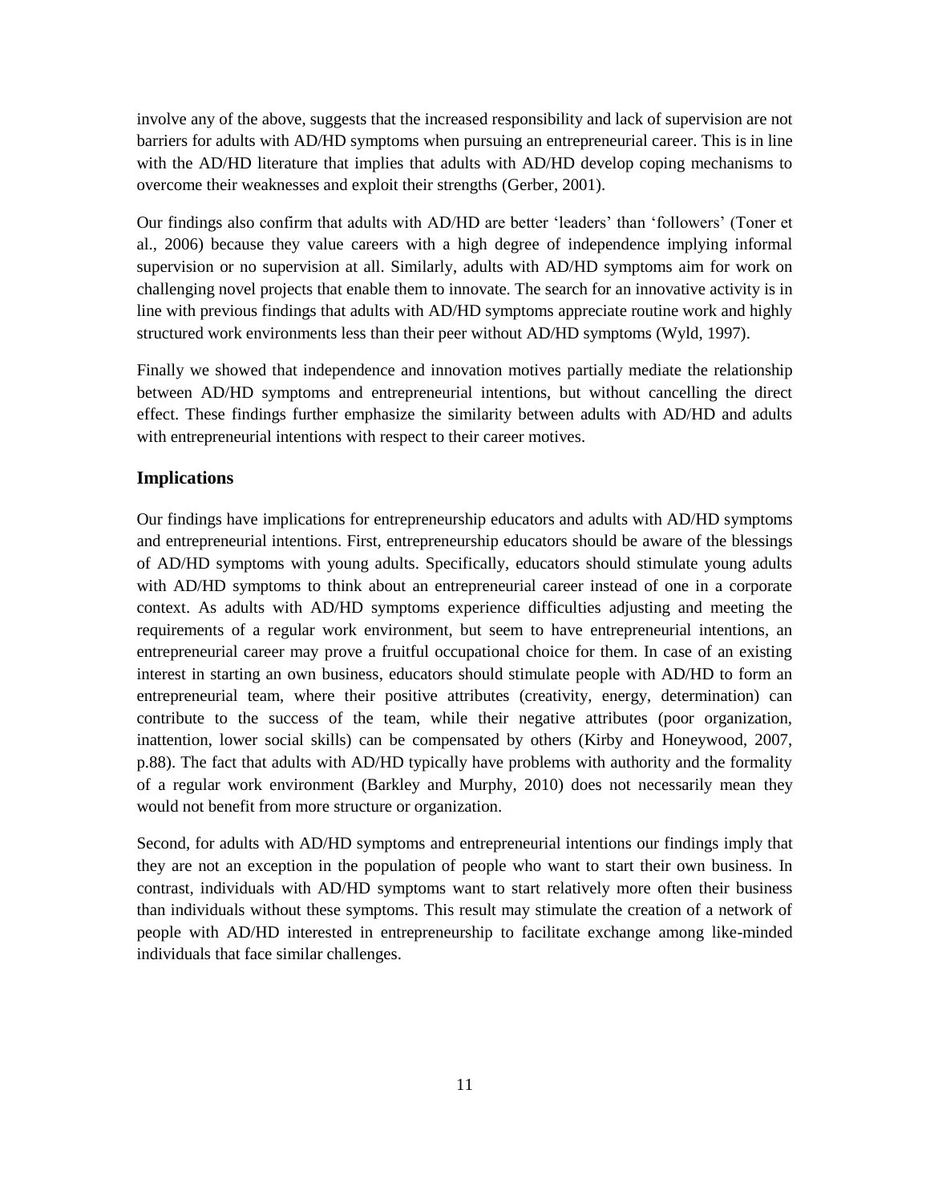involve any of the above, suggests that the increased responsibility and lack of supervision are not barriers for adults with AD/HD symptoms when pursuing an entrepreneurial career. This is in line with the AD/HD literature that implies that adults with AD/HD develop coping mechanisms to overcome their weaknesses and exploit their strengths (Gerber, 2001).

Our findings also confirm that adults with AD/HD are better 'leaders' than 'followers' (Toner et al., 2006) because they value careers with a high degree of independence implying informal supervision or no supervision at all. Similarly, adults with AD/HD symptoms aim for work on challenging novel projects that enable them to innovate. The search for an innovative activity is in line with previous findings that adults with AD/HD symptoms appreciate routine work and highly structured work environments less than their peer without AD/HD symptoms (Wyld, 1997).

Finally we showed that independence and innovation motives partially mediate the relationship between AD/HD symptoms and entrepreneurial intentions, but without cancelling the direct effect. These findings further emphasize the similarity between adults with AD/HD and adults with entrepreneurial intentions with respect to their career motives.

## Implications

Our findings have implications for entrepreneurship educators and adults with AD/HD symptoms and entrepreneurial intentions. First, entrepreneurship educators should be aware of the blessings of AD/HD symptoms with young adults. Specifically, educators should stimulate young adults with AD/HD symptoms to think about an entrepreneurial career instead of one in a corporate context. As adults with AD/HD symptoms experience difficulties adjusting and meeting the requirements of a regular work environment, but seem to have entrepreneurial intentions, an entrepreneurial career may prove a fruitful occupational choice for them. In case of an existing interest in starting an own business, educators should stimulate people with AD/HD to form an entrepreneurial team, where their positive attributes (creativity, energy, determination) can contribute to the success of the team, while their negative attributes (poor organization, inattention, lower social skills) can be compensated by others (Kirby and Honeywood, 2007, p.88). The fact that adults with AD/HD typically have problems with authority and the formality of a regular work environment (Barkley and Murphy, 2010) does not necessarily mean they would not benefit from more structure or organization.

Second, for adults with AD/HD symptoms and entrepreneurial intentions our findings imply that they are not an exception in the population of people who want to start their own business. In contrast, individuals with AD/HD symptoms want to start relatively more often their business than individuals without these symptoms. This result may stimulate the creation of a network of people with AD/HD interested in entrepreneurship to facilitate exchange among like-minded individuals that face similar challenges.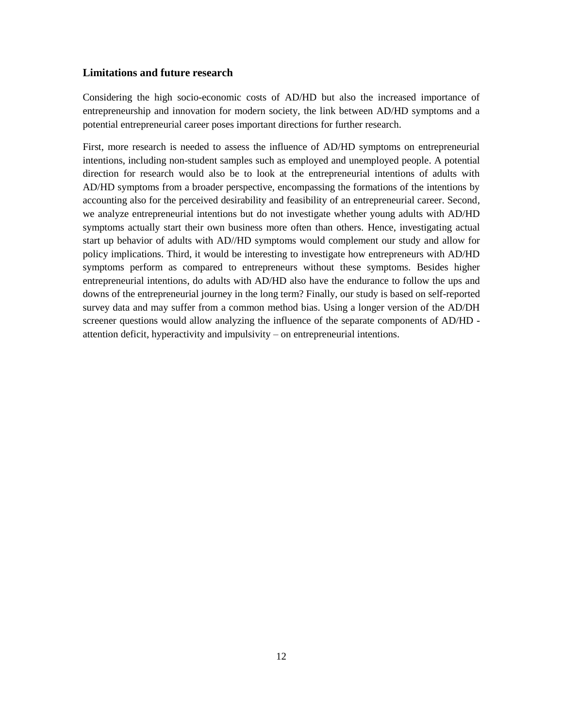### Limitations and future research

Considering the high socio-economic costs of AD/HD but also the increased importance of entrepreneurship and innovation for modern society, the link between AD/HD symptoms and a potential entrepreneurial career poses important directions for further research.

First, more research is needed to assess the influence of AD/HD symptoms on entrepreneurial intentions, including non-student samples such as employed and unemployed people. A potential direction for research would also be to look at the entrepreneurial intentions of adults with AD/HD symptoms from a broader perspective, encompassing the formations of the intentions by accounting also for the perceived desirability and feasibility of an entrepreneurial career. Second, we analyze entrepreneurial intentions but do not investigate whether young adults with AD/HD symptoms actually start their own business more often than others. Hence, investigating actual start up behavior of adults with AD//HD symptoms would complement our study and allow for policy implications. Third, it would be interesting to investigate how entrepreneurs with AD/HD symptoms perform as compared to entrepreneurs without these symptoms. Besides higher entrepreneurial intentions, do adults with AD/HD also have the endurance to follow the ups and downs of the entrepreneurial journey in the long term? Finally, our study is based on self-reported survey data and may suffer from a common method bias. Using a longer version of the AD/DH screener questions would allow analyzing the influence of the separate components of AD/HD - attention deficit, hyperactivity and impulsivity – on entrepreneurial intentions.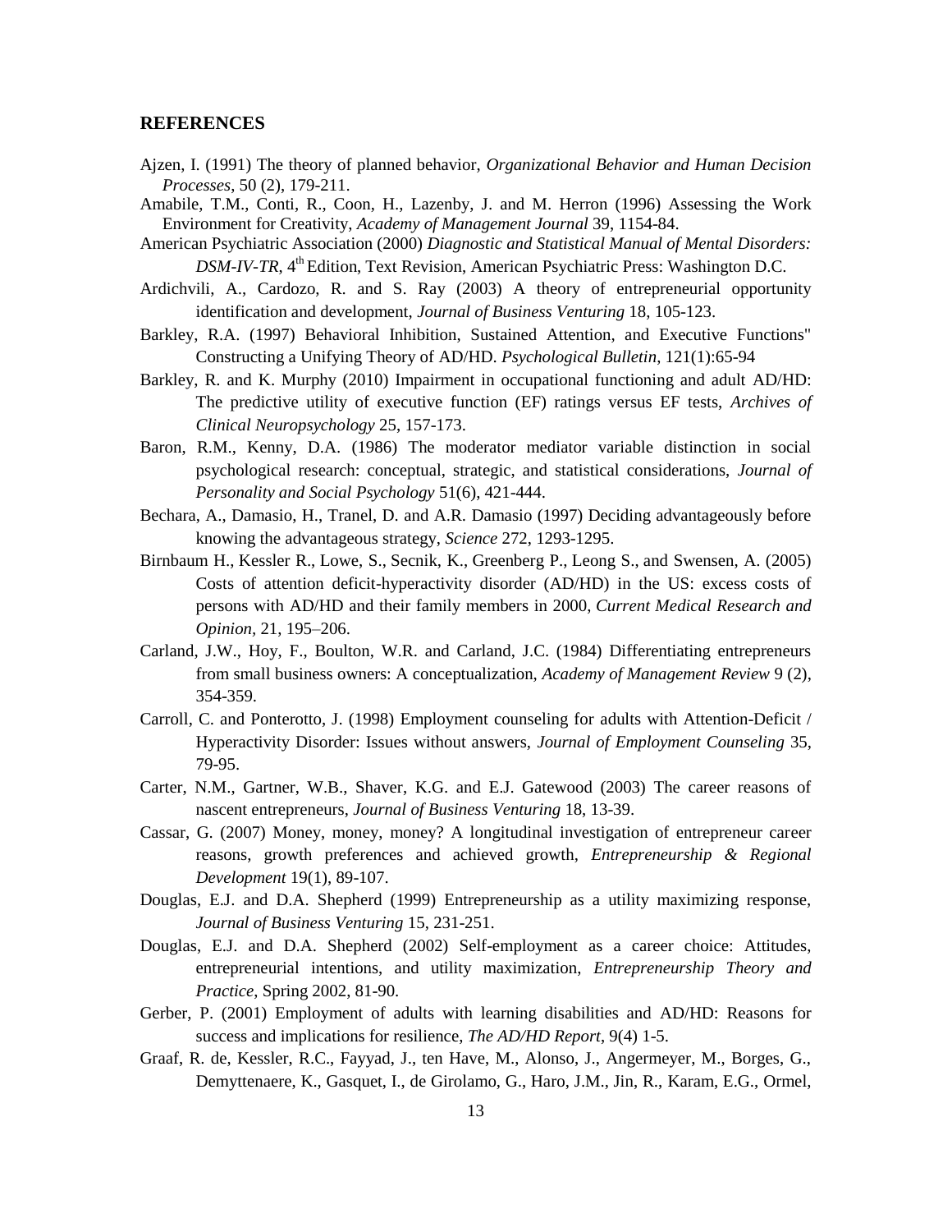## REFERENCES

Ajzen, I. (1991) The theory of planned behavior, *Organizational Behavior and Human Decision Processes*, 50 (2), 179-211.

Amabile, T.M., Conti, R., Coon, H., Lazenby, J. and M. Herron (1996) Assessing the Work Environment for Creativity, *Academy of Management Journal* 39, 1154-84.

American Psychiatric Association (2000) *Diagnostic and Statistical Manual of Mental Disorders: DSM-IV-TR*, 4th Edition, Text Revision, American Psychiatric Press: Washington D.C.

Ardichvili, A., Cardozo, R. and S. Ray (2003) A theory of entrepreneurial opportunity identification and development, *Journal of Business Venturing* 18, 105-123.

Barkley, R.A. (1997) Behavioral Inhibition, Sustained Attention, and Executive Functions" Constructing a Unifying Theory of AD/HD. *Psychological Bulletin*, 121(1):65-94

Barkley, R. and K. Murphy (2010) Impairment in occupational functioning and adult AD/HD: The predictive utility of executive function (EF) ratings versus EF tests, *Archives of Clinical Neuropsychology* 25, 157-173.

Baron, R.M., Kenny, D.A. (1986) The moderator mediator variable distinction in social psychological research: conceptual, strategic, and statistical considerations, *Journal of Personality and Social Psychology* 51(6), 421-444.

Bechara, A., Damasio, H., Tranel, D. and A.R. Damasio (1997) Deciding advantageously before knowing the advantageous strategy, *Science* 272, 1293-1295.

Birnbaum H., Kessler R., Lowe, S., Secnik, K., Greenberg P., Leong S., and Swensen, A. (2005) Costs of attention deficit-hyperactivity disorder (AD/HD) in the US: excess costs of persons with AD/HD and their family members in 2000, *Current Medical Research and Opinion*, 21, 195–206.

Carland, J.W., Hoy, F., Boulton, W.R. and Carland, J.C. (1984) Differentiating entrepreneurs from small business owners: A conceptualization, *Academy of Management Review* 9 (2), 354-359.

Carroll, C. and Ponterotto, J. (1998) Employment counseling for adults with Attention-Deficit / Hyperactivity Disorder: Issues without answers, *Journal of Employment Counseling* 35, 79-95.

Carter, N.M., Gartner, W.B., Shaver, K.G. and E.J. Gatewood (2003) The career reasons of nascent entrepreneurs, *Journal of Business Venturing* 18, 13-39.

Cassar, G. (2007) Money, money, money? A longitudinal investigation of entrepreneur career reasons, growth preferences and achieved growth, *Entrepreneurship & Regional Development* 19(1), 89-107.

Douglas, E.J. and D.A. Shepherd (1999) Entrepreneurship as a utility maximizing response, *Journal of Business Venturing* 15, 231-251.

Douglas, E.J. and D.A. Shepherd (2002) Self-employment as a career choice: Attitudes, entrepreneurial intentions, and utility maximization, *Entrepreneurship Theory and Practice*, Spring 2002, 81-90.

Gerber, P. (2001) Employment of adults with learning disabilities and AD/HD: Reasons for success and implications for resilience, *The AD/HD Report*, 9(4) 1-5.

Graaf, R. de, Kessler, R.C., Fayyad, J., ten Have, M., Alonso, J., Angermeyer, M., Borges, G., Demyttenaere, K., Gasquet, I., de Girolamo, G., Haro, J.M., Jin, R., Karam, E.G., Ormel,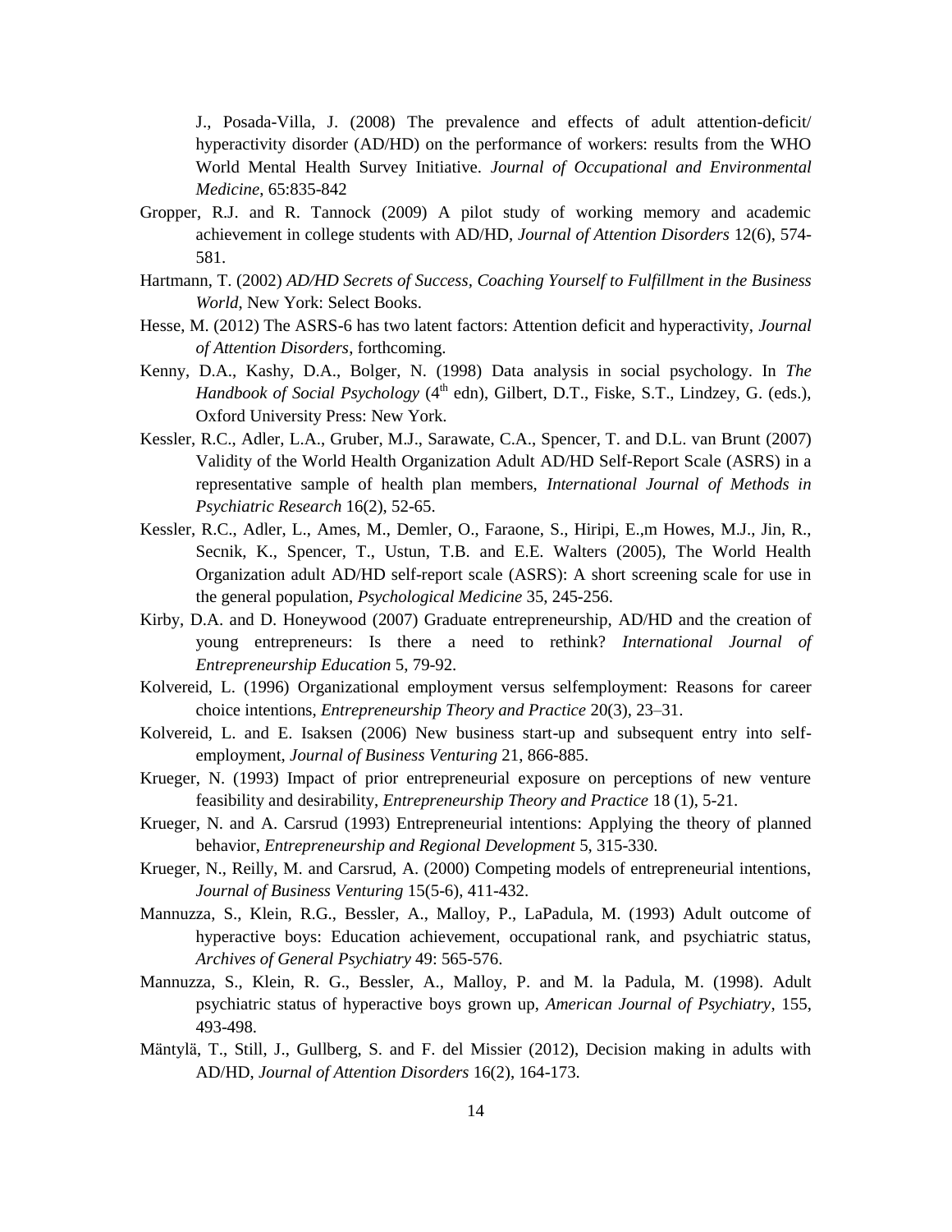J., Posada-Villa, J. (2008) The prevalence and effects of adult attention-deficit/ hyperactivity disorder (AD/HD) on the performance of workers: results from the WHO World Mental Health Survey Initiative. *Journal of Occupational and Environmental Medicine*, 65:835-842

Gropper, R.J. and R. Tannock (2009) A pilot study of working memory and academic achievement in college students with AD/HD, *Journal of Attention Disorders* 12(6), 574-581.

Hartmann, T. (2002) *AD/HD Secrets of Success, Coaching Yourself to Fulfillment in the Business World*, New York: Select Books.

Hesse, M. (2012) The ASRS-6 has two latent factors: Attention deficit and hyperactivity, *Journal of Attention Disorders*, forthcoming.

Kenny, D.A., Kashy, D.A., Bolger, N. (1998) Data analysis in social psychology. In *The Handbook of Social Psychology* (4th edn), Gilbert, D.T., Fiske, S.T., Lindzey, G. (eds.), Oxford University Press: New York.

Kessler, R.C., Adler, L.A., Gruber, M.J., Sarawate, C.A., Spencer, T. and D.L. van Brunt (2007) Validity of the World Health Organization Adult AD/HD Self-Report Scale (ASRS) in a representative sample of health plan members, *International Journal of Methods in Psychiatric Research* 16(2), 52-65.

Kessler, R.C., Adler, L., Ames, M., Demler, O., Faraone, S., Hiripi, E.,m Howes, M.J., Jin, R., Secnik, K., Spencer, T., Ustun, T.B. and E.E. Walters (2005), The World Health Organization adult AD/HD self-report scale (ASRS): A short screening scale for use in the general population, *Psychological Medicine* 35, 245-256.

Kirby, D.A. and D. Honeywood (2007) Graduate entrepreneurship, AD/HD and the creation of young entrepreneurs: Is there a need to rethink? *International Journal of Entrepreneurship Education* 5, 79-92.

Kolvereid, L. (1996) Organizational employment versus selfemployment: Reasons for career choice intentions, *Entrepreneurship Theory and Practice* 20(3), 23–31.

Kolvereid, L. and E. Isaksen (2006) New business start-up and subsequent entry into self-employment, *Journal of Business Venturing* 21, 866-885.

Krueger, N. (1993) Impact of prior entrepreneurial exposure on perceptions of new venture feasibility and desirability, *Entrepreneurship Theory and Practice* 18 (1), 5-21.

Krueger, N. and A. Carsrud (1993) Entrepreneurial intentions: Applying the theory of planned behavior, *Entrepreneurship and Regional Development* 5, 315-330.

Krueger, N., Reilly, M. and Carsrud, A. (2000) Competing models of entrepreneurial intentions, *Journal of Business Venturing* 15(5-6), 411-432.

Mannuzza, S., Klein, R.G., Bessler, A., Malloy, P., LaPadula, M. (1993) Adult outcome of hyperactive boys: Education achievement, occupational rank, and psychiatric status, *Archives of General Psychiatry* 49: 565-576.

Mannuzza, S., Klein, R. G., Bessler, A., Malloy, P. and M. la Padula, M. (1998). Adult psychiatric status of hyperactive boys grown up, *American Journal of Psychiatry*, 155, 493-498.

Mäntylä, T., Still, J., Gullberg, S. and F. del Missier (2012), Decision making in adults with AD/HD, *Journal of Attention Disorders* 16(2), 164-173.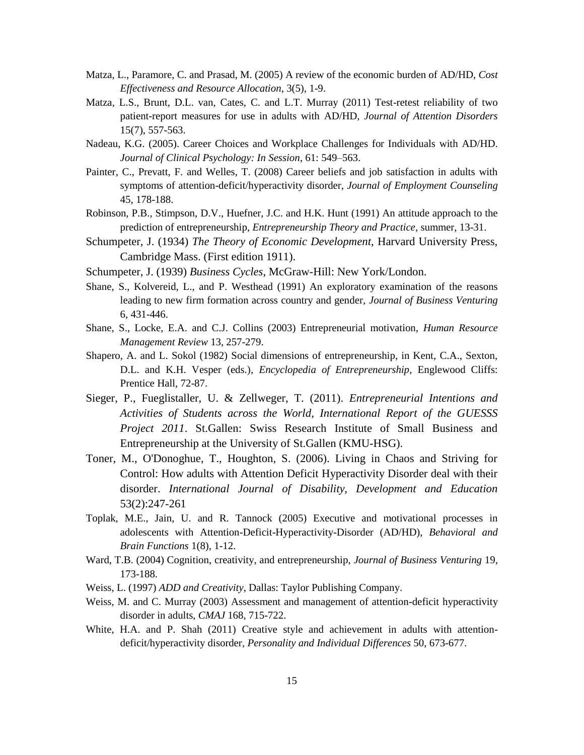Matza, L., Paramore, C. and Prasad, M. (2005) A review of the economic burden of AD/HD, *Cost Effectiveness and Resource Allocation*, 3(5), 1-9.

Matza, L.S., Brunt, D.L. van, Cates, C. and L.T. Murray (2011) Test-retest reliability of two patient-report measures for use in adults with AD/HD, *Journal of Attention Disorders* 15(7), 557-563.

Nadeau, K.G. (2005). Career Choices and Workplace Challenges for Individuals with AD/HD. *Journal of Clinical Psychology: In Session*, 61: 549–563.

Painter, C., Prevatt, F. and Welles, T. (2008) Career beliefs and job satisfaction in adults with symptoms of attention-deficit/hyperactivity disorder, *Journal of Employment Counseling* 45, 178-188.

Robinson, P.B., Stimpson, D.V., Huefner, J.C. and H.K. Hunt (1991) An attitude approach to the prediction of entrepreneurship, *Entrepreneurship Theory and Practice*, summer, 13-31.

Schumpeter, J. (1934) *The Theory of Economic Development*, Harvard University Press, Cambridge Mass. (First edition 1911).

Schumpeter, J. (1939) *Business Cycles*, McGraw-Hill: New York/London.

Shane, S., Kolvereid, L., and P. Westhead (1991) An exploratory examination of the reasons leading to new firm formation across country and gender, *Journal of Business Venturing* 6, 431-446.

Shane, S., Locke, E.A. and C.J. Collins (2003) Entrepreneurial motivation, *Human Resource Management Review* 13, 257-279.

Shapero, A. and L. Sokol (1982) Social dimensions of entrepreneurship, in Kent, C.A., Sexton, D.L. and K.H. Vesper (eds.), *Encyclopedia of Entrepreneurship*, Englewood Cliffs: Prentice Hall, 72-87.

Sieger, P., Fueglistaller, U. & Zellweger, T. (2011). *Entrepreneurial Intentions and Activities of Students across the World, International Report of the GUESSS Project 2011*. St.Gallen: Swiss Research Institute of Small Business and Entrepreneurship at the University of St.Gallen (KMU-HSG).

Toner, M., O'Donoghue, T., Houghton, S. (2006). Living in Chaos and Striving for Control: How adults with Attention Deficit Hyperactivity Disorder deal with their disorder. *International Journal of Disability, Development and Education* 53(2):247-261

Toplak, M.E., Jain, U. and R. Tannock (2005) Executive and motivational processes in adolescents with Attention-Deficit-Hyperactivity-Disorder (AD/HD), *Behavioral and Brain Functions* 1(8), 1-12.

Ward, T.B. (2004) Cognition, creativity, and entrepreneurship, *Journal of Business Venturing* 19, 173-188.

Weiss, L. (1997) *ADD and Creativity*, Dallas: Taylor Publishing Company.

Weiss, M. and C. Murray (2003) Assessment and management of attention-deficit hyperactivity disorder in adults, *CMAJ* 168, 715-722.

White, H.A. and P. Shah (2011) Creative style and achievement in adults with attention-deficit/hyperactivity disorder, *Personality and Individual Differences* 50, 673-677.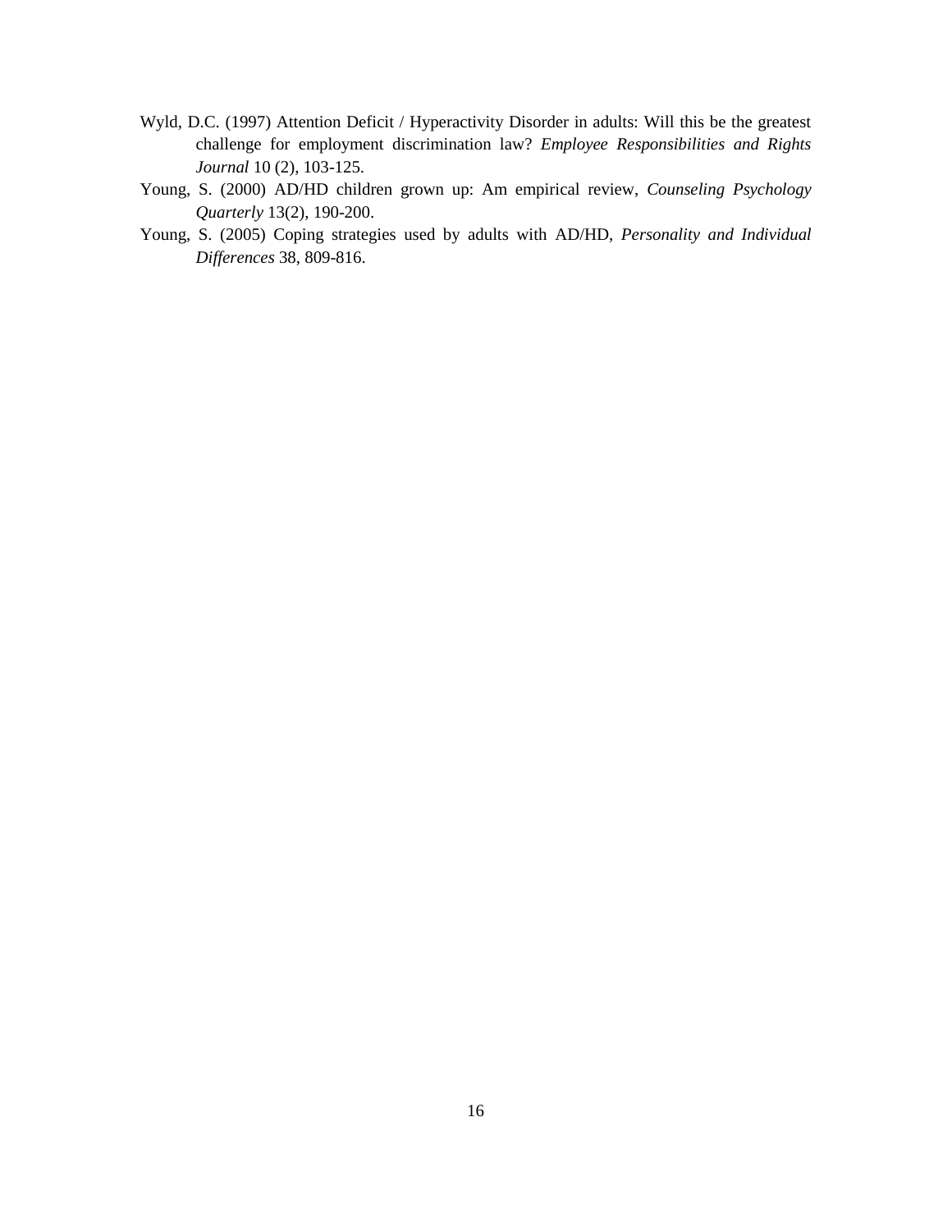Wyld, D.C. (1997) Attention Deficit / Hyperactivity Disorder in adults: Will this be the greatest challenge for employment discrimination law? *Employee Responsibilities and Rights Journal* 10 (2), 103-125.

Young, S. (2000) AD/HD children grown up: Am empirical review, *Counseling Psychology Quarterly* 13(2), 190-200.

Young, S. (2005) Coping strategies used by adults with AD/HD, *Personality and Individual Differences* 38, 809-816.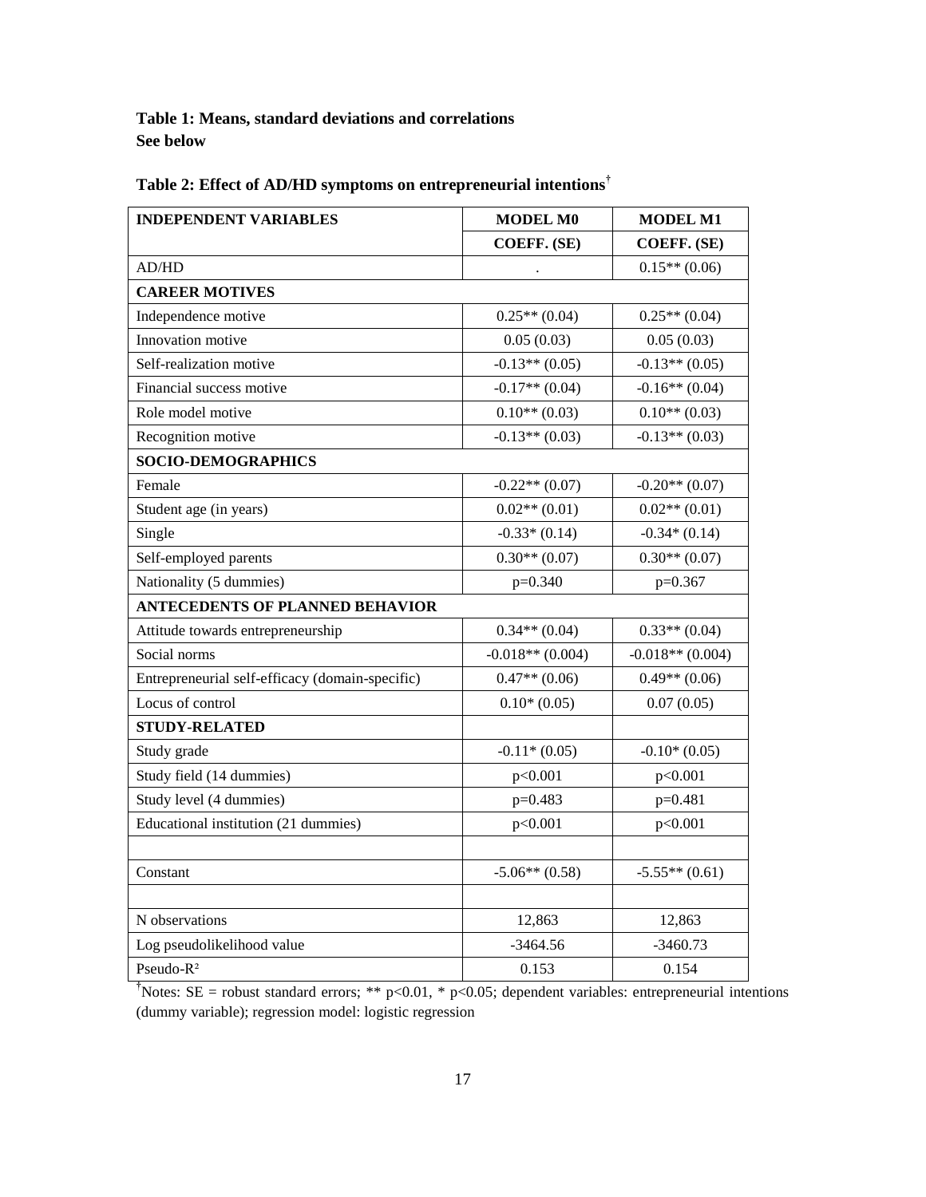**Table 1: Means, standard deviations and correlations**
**See below**

**Table 2: Effect of AD/HD symptoms on entrepreneurial intentions**[†]

| INDEPENDENT VARIABLES | MODEL M0 | MODEL M1 |
|---|---|---|
| | COEFF. (SE) | COEFF. (SE) |
| AD/HD | . | 0.15** (0.06) |
| **CAREER MOTIVES** | | |
| Independence motive | 0.25** (0.04) | 0.25** (0.04) |
| Innovation motive | 0.05 (0.03) | 0.05 (0.03) |
| Self-realization motive | -0.13** (0.05) | -0.13** (0.05) |
| Financial success motive | -0.17** (0.04) | -0.16** (0.04) |
| Role model motive | 0.10** (0.03) | 0.10** (0.03) |
| Recognition motive | -0.13** (0.03) | -0.13** (0.03) |
| **SOCIO-DEMOGRAPHICS** | | |
| Female | -0.22** (0.07) | -0.20** (0.07) |
| Student age (in years) | 0.02** (0.01) | 0.02** (0.01) |
| Single | -0.33* (0.14) | -0.34* (0.14) |
| Self-employed parents | 0.30** (0.07) | 0.30** (0.07) |
| Nationality (5 dummies) | p=0.340 | p=0.367 |
| **ANTECEDENTS OF PLANNED BEHAVIOR** | | |
| Attitude towards entrepreneurship | 0.34** (0.04) | 0.33** (0.04) |
| Social norms | -0.018** (0.004) | -0.018** (0.004) |
| Entrepreneurial self-efficacy (domain-specific) | 0.47** (0.06) | 0.49** (0.06) |
| Locus of control | 0.10* (0.05) | 0.07 (0.05) |
| **STUDY-RELATED** | | |
| Study grade | -0.11* (0.05) | -0.10* (0.05) |
| Study field (14 dummies) | p<0.001 | p<0.001 |
| Study level (4 dummies) | p=0.483 | p=0.481 |
| Educational institution (21 dummies) | p<0.001 | p<0.001 |
| | | |
| Constant | -5.06** (0.58) | -5.55** (0.61) |
| | | |
| N observations | 12,863 | 12,863 |
| Log pseudolikelihood value | -3464.56 | -3460.73 |
| Pseudo-$R^2$ | 0.153 | 0.154 |

[†]Notes: SE = robust standard errors; ** p<0.01, * p<0.05; dependent variables: entrepreneurial intentions (dummy variable); regression model: logistic regression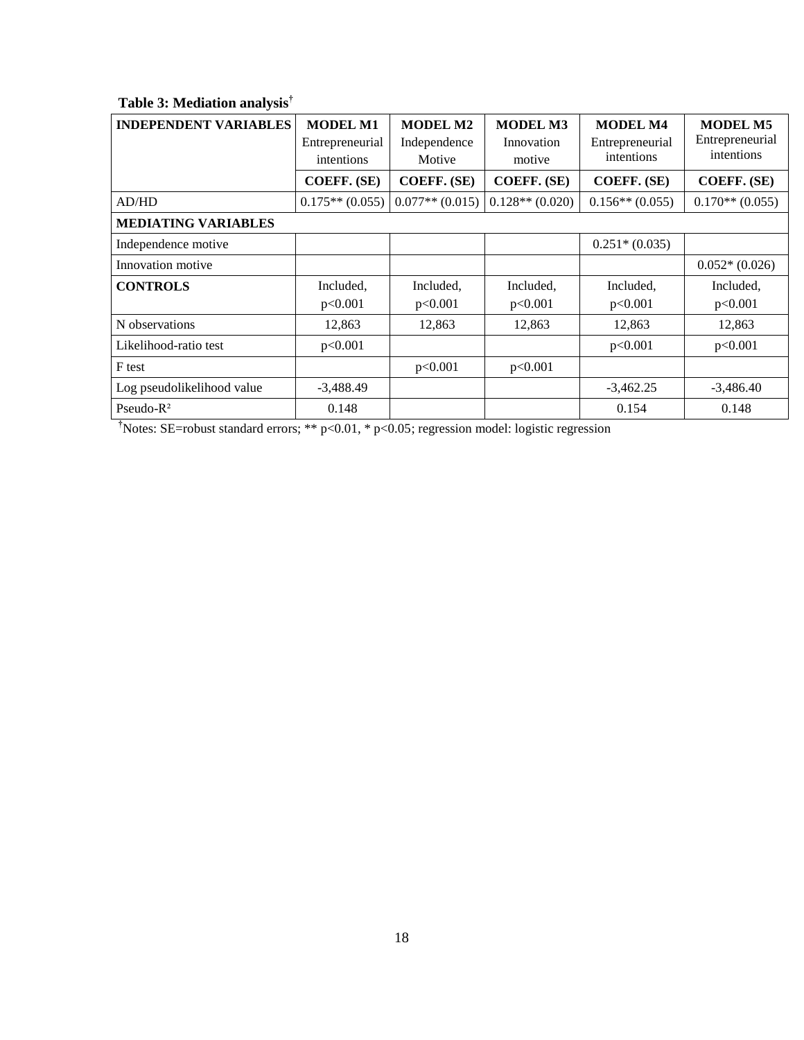**Table 3: Mediation analysis**[†]

| INDEPENDENT VARIABLES | MODEL M1 Entrepreneurial intentions | MODEL M2 Independence Motive | MODEL M3 Innovation motive | MODEL M4 Entrepreneurial intentions | MODEL M5 Entrepreneurial intentions |
|---|---|---|---|---|---|
| | COEFF. (SE) | COEFF. (SE) | COEFF. (SE) | COEFF. (SE) | COEFF. (SE) |
| AD/HD | 0.175** (0.055) | 0.077** (0.015) | 0.128** (0.020) | 0.156** (0.055) | 0.170** (0.055) |
| **MEDIATING VARIABLES** | | | | | |
| Independence motive | | | | 0.251* (0.035) | |
| Innovation motive | | | | | 0.052* (0.026) |
| **CONTROLS** | Included, p<0.001 | Included, p<0.001 | Included, p<0.001 | Included, p<0.001 | Included, p<0.001 |
| N observations | 12,863 | 12,863 | 12,863 | 12,863 | 12,863 |
| Likelihood-ratio test | p<0.001 | | | p<0.001 | p<0.001 |
| F test | | p<0.001 | p<0.001 | | |
| Log pseudolikelihood value | -3,488.49 | | | -3,462.25 | -3,486.40 |
| Pseudo-$R^2$ | 0.148 | | | 0.154 | 0.148 |

[†]Notes: SE=robust standard errors; ** p<0.01, * p<0.05; regression model: logistic regression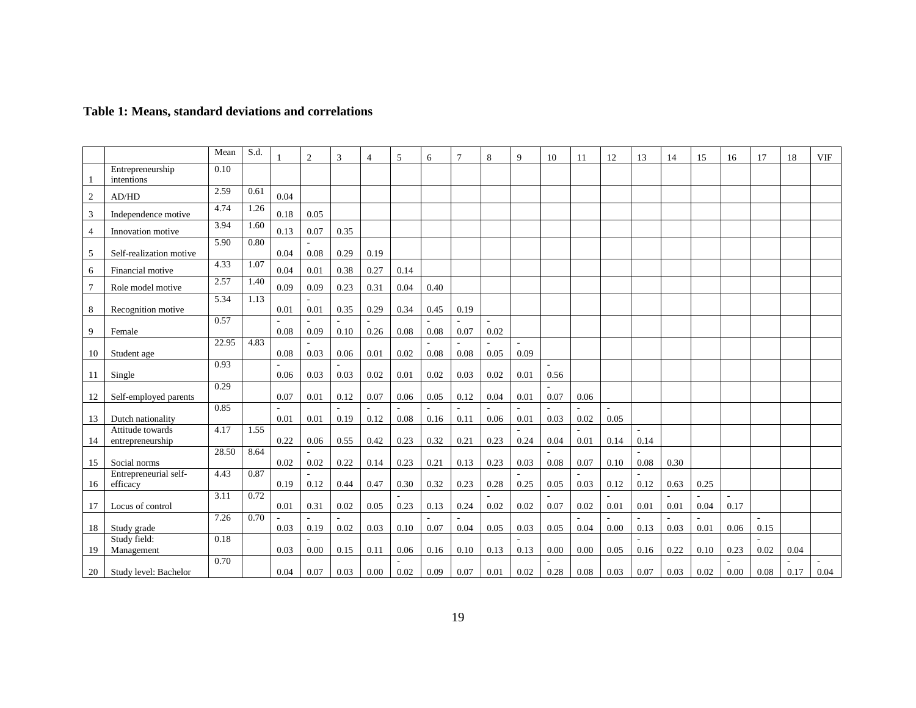**Table 1: Means, standard deviations and correlations**

| | | Mean | S.d. | 1 | 2 | 3 | 4 | 5 | 6 | 7 | 8 | 9 | 10 | 11 | 12 | 13 | 14 | 15 | 16 | 17 | 18 | VIF |
|---|---|---|---|---|---|---|---|---|---|---|---|---|---|---|---|---|---|---|---|---|---|---|
| 1 | Entrepreneurship intentions | 0.10 | | | | | | | | | | | | | | | | | | | | |
| 2 | AD/HD | 2.59 | 0.61 | 0.04 | | | | | | | | | | | | | | | | | | |
| 3 | Independence motive | 4.74 | 1.26 | 0.18 | 0.05 | | | | | | | | | | | | | | | | | |
| 4 | Innovation motive | 3.94 | 1.60 | 0.13 | 0.07 | 0.35 | | | | | | | | | | | | | | | | |
| 5 | Self-realization motive | 5.90 | 0.80 | 0.04 | -0.08 | 0.29 | 0.19 | | | | | | | | | | | | | | | |
| 6 | Financial motive | 4.33 | 1.07 | 0.04 | 0.01 | 0.38 | 0.27 | 0.14 | | | | | | | | | | | | | | |
| 7 | Role model motive | 2.57 | 1.40 | 0.09 | 0.09 | 0.23 | 0.31 | 0.04 | 0.40 | | | | | | | | | | | | | |
| 8 | Recognition motive | 5.34 | 1.13 | 0.01 | -0.01 | 0.35 | 0.29 | 0.34 | 0.45 | 0.19 | | | | | | | | | | | | |
| 9 | Female | 0.57 | | -0.08 | -0.09 | -0.10 | -0.26 | 0.08 | -0.08 | -0.07 | -0.02 | | | | | | | | | | | |
| 10 | Student age | 22.95 | 4.83 | 0.08 | -0.03 | 0.06 | 0.01 | 0.02 | -0.08 | -0.08 | -0.05 | -0.09 | | | | | | | | | | |
| 11 | Single | 0.93 | | -0.06 | 0.03 | -0.03 | 0.02 | 0.01 | 0.02 | 0.03 | 0.02 | 0.01 | -0.56 | | | | | | | | | |
| 12 | Self-employed parents | 0.29 | | 0.07 | 0.01 | 0.12 | 0.07 | 0.06 | 0.05 | 0.12 | 0.04 | 0.01 | -0.07 | 0.06 | | | | | | | | |
| 13 | Dutch nationality | 0.85 | | -0.01 | 0.01 | -0.19 | -0.12 | -0.08 | -0.16 | -0.11 | -0.06 | -0.01 | -0.03 | -0.02 | -0.05 | | | | | | | |
| 14 | Attitude towards entrepreneurship | 4.17 | 1.55 | 0.22 | 0.06 | 0.55 | 0.42 | 0.23 | 0.32 | 0.21 | 0.23 | -0.24 | 0.04 | -0.01 | 0.14 | -0.14 | | | | | | |
| 15 | Social norms | 28.50 | 8.64 | 0.02 | -0.02 | 0.22 | 0.14 | 0.23 | 0.21 | 0.13 | 0.23 | 0.03 | -0.08 | 0.07 | 0.10 | -0.08 | 0.30 | | | | | |
| 16 | Entrepreneurial self-efficacy | 4.43 | 0.87 | 0.19 | -0.12 | 0.44 | 0.47 | 0.30 | 0.32 | 0.23 | 0.28 | -0.25 | 0.05 | -0.03 | 0.12 | -0.12 | 0.63 | 0.25 | | | | |
| 17 | Locus of control | 3.11 | 0.72 | 0.01 | 0.31 | 0.02 | 0.05 | -0.23 | 0.13 | 0.24 | -0.02 | 0.02 | -0.07 | 0.02 | -0.01 | 0.01 | -0.01 | -0.04 | -0.17 | | | |
| 18 | Study grade | 7.26 | 0.70 | -0.03 | -0.19 | -0.02 | 0.03 | 0.10 | -0.07 | -0.04 | 0.05 | 0.03 | 0.05 | -0.04 | -0.00 | -0.13 | -0.03 | -0.01 | 0.06 | -0.15 | | |
| 19 | Study field: Management | 0.18 | | 0.03 | -0.00 | 0.15 | 0.11 | 0.06 | 0.16 | 0.10 | 0.13 | -0.13 | 0.00 | 0.00 | 0.05 | -0.16 | 0.22 | 0.10 | 0.23 | -0.02 | 0.04 | |
| 20 | Study level: Bachelor | 0.70 | | 0.04 | 0.07 | 0.03 | 0.00 | -0.02 | 0.09 | 0.07 | 0.01 | 0.02 | -0.28 | 0.08 | 0.03 | 0.07 | 0.03 | 0.02 | -0.00 | 0.08 | -0.17 | -0.04 |